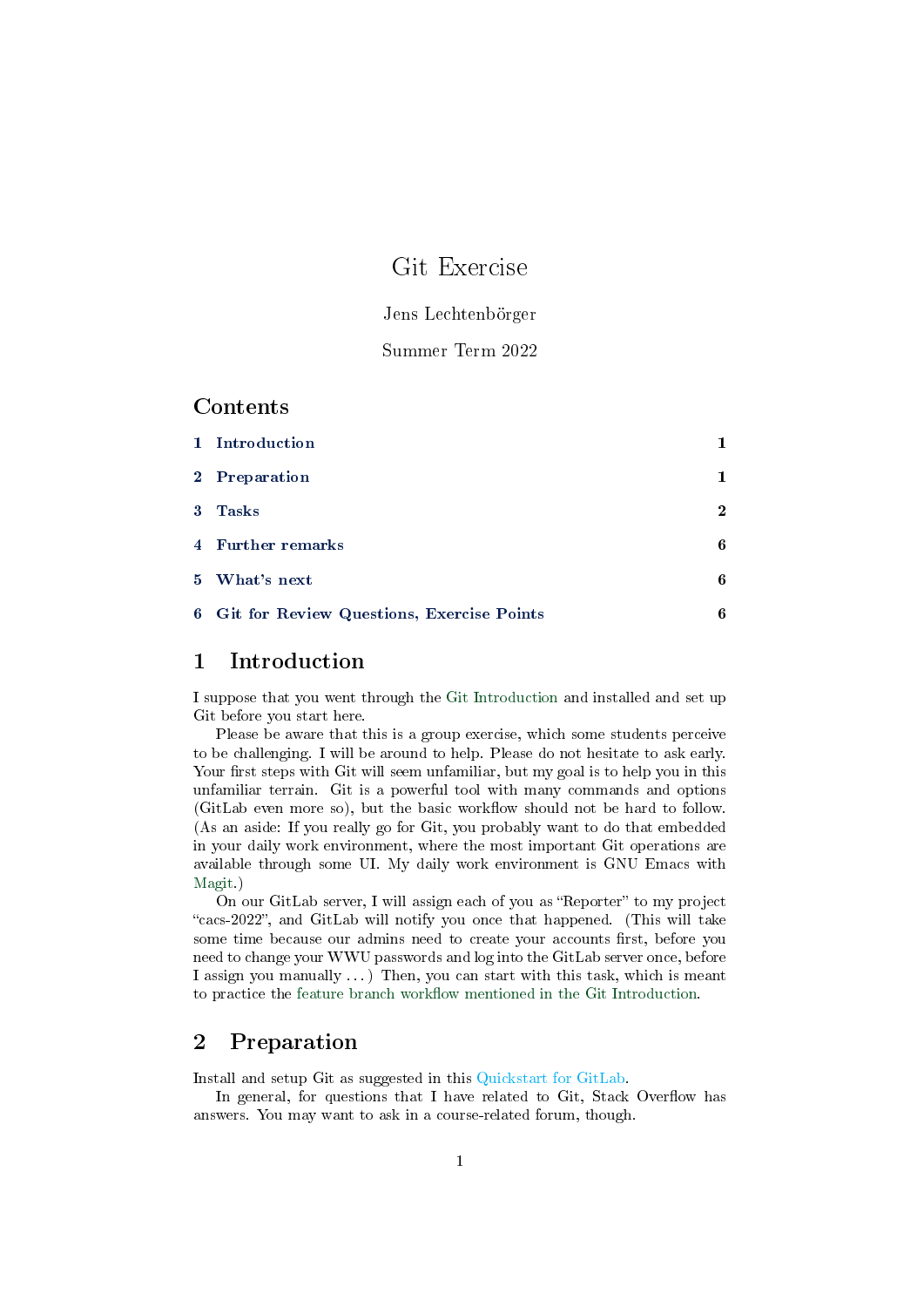# Git Exercise

Jens Lechtenbörger

Summer Term 2022

## Contents

1 Introduction 1

2 Preparation 1

3 Tasks 2

4 Further remarks 6

5 What's next 6

6 Git for Review Questions, Exercise Points 6

## 1 Introduction

I suppose that you went through the Git Introduction and installed and set up Git before you start here.

Please be aware that this is a group exercise, which some students perceive to be challenging. I will be around to help. Please do not hesitate to ask early. Your first steps with Git will seem unfamiliar, but my goal is to help you in this unfamiliar terrain. Git is a powerful tool with many commands and options (GitLab even more so), but the basic workflow should not be hard to follow. (As an aside: If you really go for Git, you probably want to do that embedded in your daily work environment, where the most important Git operations are available through some UI. My daily work environment is GNU Emacs with Magit.)

On our GitLab server, I will assign each of you as "Reporter" to my project "cacs-2022", and GitLab will notify you once that happened. (This will take some time because our admins need to create your accounts first, before you need to change your WWU passwords and log into the GitLab server once, before I assign you manually ...) Then, you can start with this task, which is meant to practice the feature branch workflow mentioned in the Git Introduction.

## 2 Preparation

Install and setup Git as suggested in this Quickstart for GitLab.

In general, for questions that I have related to Git, Stack Overflow has answers. You may want to ask in a course-related forum, though.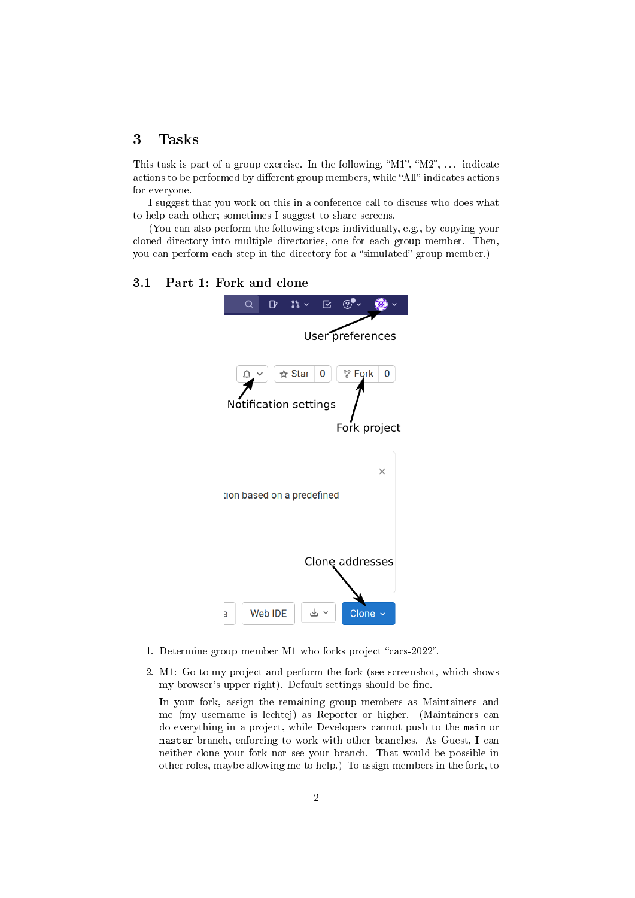## 3 Tasks

This task is part of a group exercise. In the following, "M1", "M2", ... indicate actions to be performed by different group members, while "All" indicates actions for everyone.

I suggest that you work on this in a conference call to discuss who does what to help each other; sometimes I suggest to share screens.

(You can also perform the following steps individually, e.g., by copying your cloned directory into multiple directories, one for each group member. Then, you can perform each step in the directory for a "simulated" group member.)

### 3.1 Part 1: Fork and clone

1. Determine group member M1 who forks project "cacs-2022".
2. M1: Go to my project and perform the fork (see screenshot, which shows my browser's upper right). Default settings should be fine.

   In your fork, assign the remaining group members as Maintainers and me (my username is lechtej) as Reporter or higher. (Maintainers can do everything in a project, while Developers cannot push to the `main` or `master` branch, enforcing to work with other branches. As Guest, I can neither clone your fork nor see your branch. That would be possible in other roles, maybe allowing me to help.) To assign members in the fork, to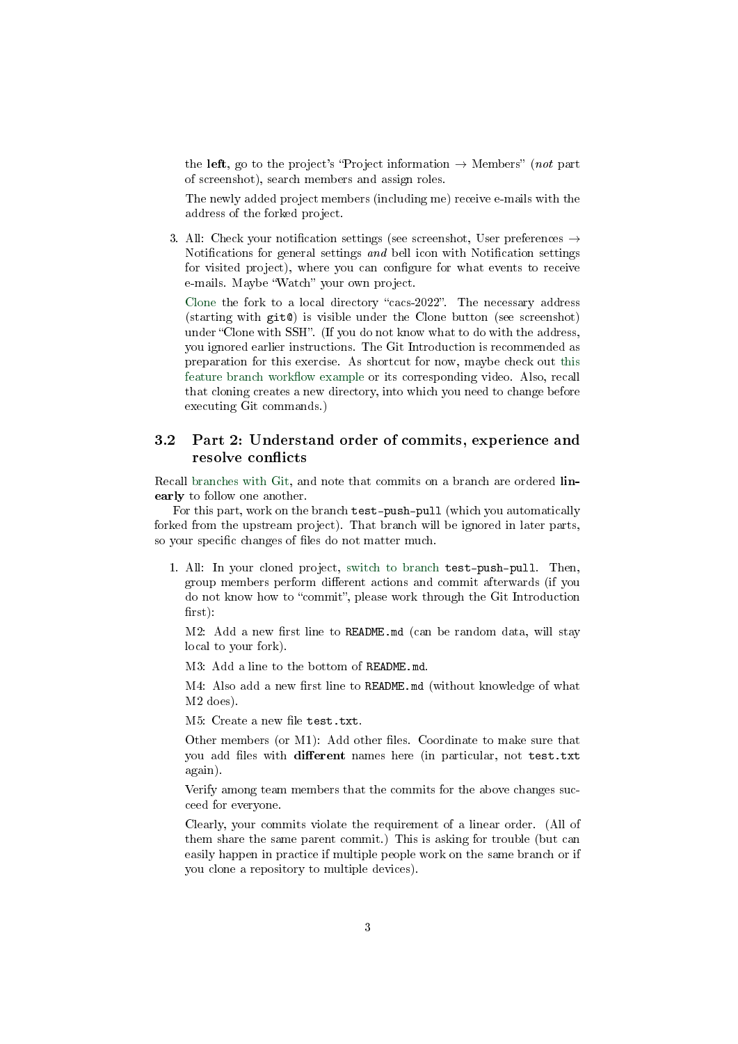the **left**, go to the project's "Project information → Members" (*not* part of screenshot), search members and assign roles.

The newly added project members (including me) receive e-mails with the address of the forked project.

3. All: Check your notification settings (see screenshot, User preferences → Notifications for general settings *and* bell icon with Notification settings for visited project), where you can configure for what events to receive e-mails. Maybe "Watch" your own project.

   Clone the fork to a local directory "cacs-2022". The necessary address (starting with `git@`) is visible under the Clone button (see screenshot) under "Clone with SSH". (If you do not know what to do with the address, you ignored earlier instructions. The Git Introduction is recommended as preparation for this exercise. As shortcut for now, maybe check out this feature branch workflow example or its corresponding video. Also, recall that cloning creates a new directory, into which you need to change before executing Git commands.)

## 3.2 Part 2: Understand order of commits, experience and resolve conflicts

Recall branches with Git, and note that commits on a branch are ordered **linearly** to follow one another.

For this part, work on the branch `test-push-pull` (which you automatically forked from the upstream project). That branch will be ignored in later parts, so your specific changes of files do not matter much.

1. All: In your cloned project, switch to branch `test-push-pull`. Then, group members perform different actions and commit afterwards (if you do not know how to "commit", please work through the Git Introduction first):

   M2: Add a new first line to `README.md` (can be random data, will stay local to your fork).

   M3: Add a line to the bottom of `README.md`.

   M4: Also add a new first line to `README.md` (without knowledge of what M2 does).

   M5: Create a new file `test.txt`.

   Other members (or M1): Add other files. Coordinate to make sure that you add files with **different** names here (in particular, not `test.txt` again).

   Verify among team members that the commits for the above changes succeed for everyone.

   Clearly, your commits violate the requirement of a linear order. (All of them share the same parent commit.) This is asking for trouble (but can easily happen in practice if multiple people work on the same branch or if you clone a repository to multiple devices).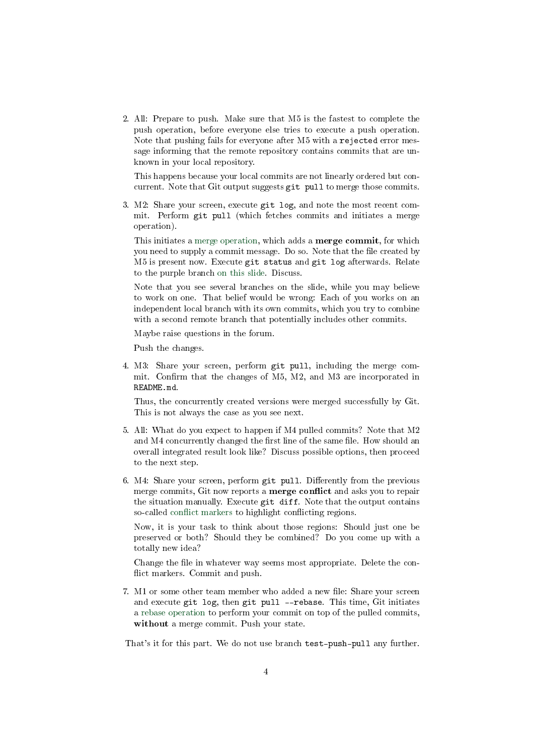2. All: Prepare to push. Make sure that M5 is the fastest to complete the push operation, before everyone else tries to execute a push operation. Note that pushing fails for everyone after M5 with a `rejected` error message informing that the remote repository contains commits that are unknown in your local repository.

   This happens because your local commits are not linearly ordered but concurrent. Note that Git output suggests `git pull` to merge those commits.

3. M2: Share your screen, execute `git log`, and note the most recent commit. Perform `git pull` (which fetches commits and initiates a merge operation).

   This initiates a merge operation, which adds a **merge commit**, for which you need to supply a commit message. Do so. Note that the file created by M5 is present now. Execute `git status` and `git log` afterwards. Relate to the purple branch on this slide. Discuss.

   Note that you see several branches on the slide, while you may believe to work on one. That belief would be wrong: Each of you works on an independent local branch with its own commits, which you try to combine with a second remote branch that potentially includes other commits.

   Maybe raise questions in the forum.

   Push the changes.

4. M3: Share your screen, perform `git pull`, including the merge commit. Confirm that the changes of M5, M2, and M3 are incorporated in `README.md`.

   Thus, the concurrently created versions were merged successfully by Git. This is not always the case as you see next.

5. All: What do you expect to happen if M4 pulled commits? Note that M2 and M4 concurrently changed the first line of the same file. How should an overall integrated result look like? Discuss possible options, then proceed to the next step.

6. M4: Share your screen, perform `git pull`. Differently from the previous merge commits, Git now reports a **merge conflict** and asks you to repair the situation manually. Execute `git diff`. Note that the output contains so-called conflict markers to highlight conflicting regions.

   Now, it is your task to think about those regions: Should just one be preserved or both? Should they be combined? Do you come up with a totally new idea?

   Change the file in whatever way seems most appropriate. Delete the conflict markers. Commit and push.

7. M1 or some other team member who added a new file: Share your screen and execute `git log`, then `git pull --rebase`. This time, Git initiates a rebase operation to perform your commit on top of the pulled commits, **without** a merge commit. Push your state.

That's it for this part. We do not use branch `test-push-pull` any further.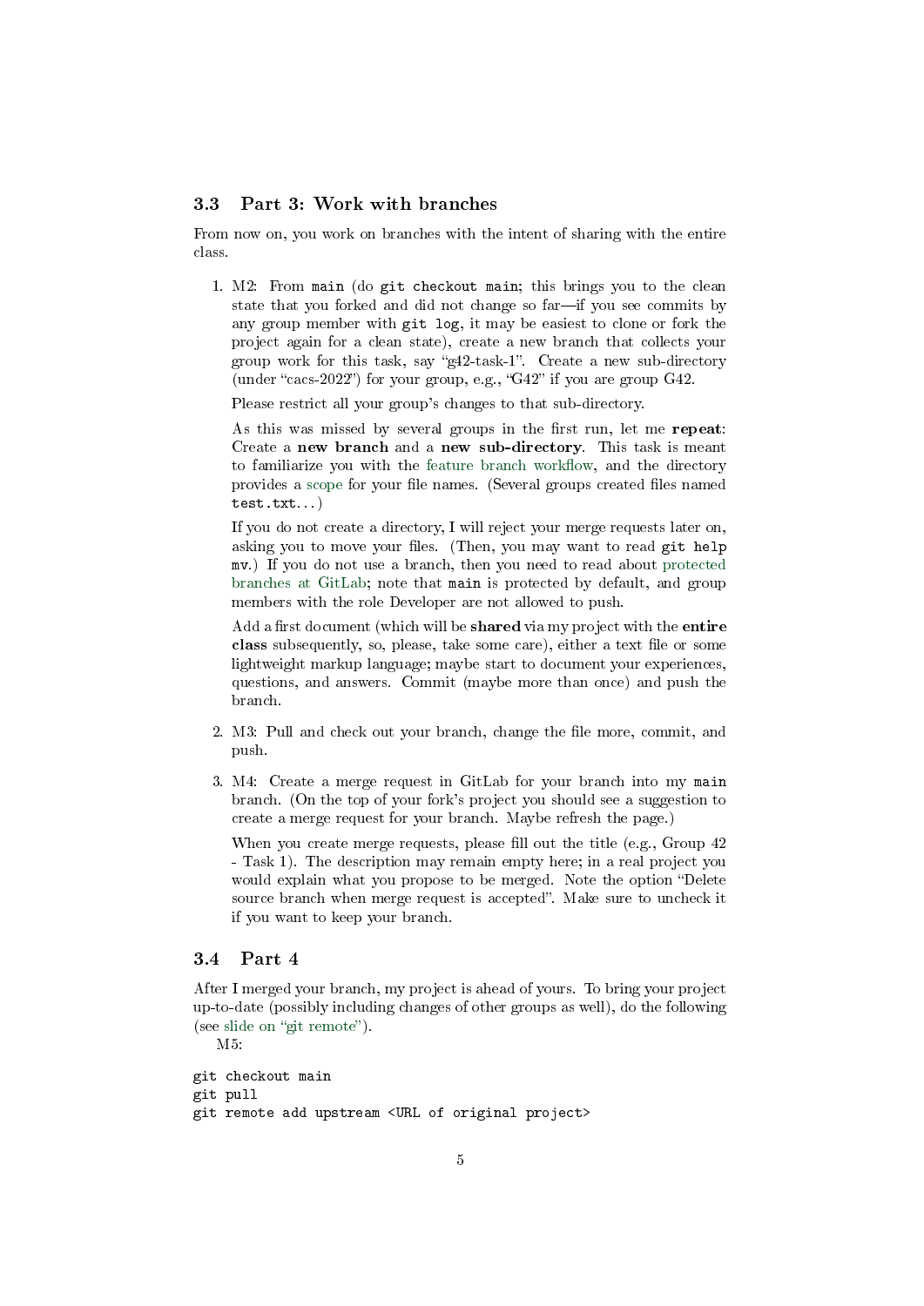### 3.3 Part 3: Work with branches

From now on, you work on branches with the intent of sharing with the entire class.

1. M2: From `main` (do `git checkout main`; this brings you to the clean state that you forked and did not change so far—if you see commits by any group member with `git log`, it may be easiest to clone or fork the project again for a clean state), create a new branch that collects your group work for this task, say "g42-task-1". Create a new sub-directory (under "cacs-2022") for your group, e.g., "G42" if you are group G42.

   Please restrict all your group's changes to that sub-directory.

   As this was missed by several groups in the first run, let me **repeat**: Create a **new branch** and a **new sub-directory**. This task is meant to familiarize you with the feature branch workflow, and the directory provides a scope for your file names. (Several groups created files named `test.txt`...)

   If you do not create a directory, I will reject your merge requests later on, asking you to move your files. (Then, you may want to read `git help mv`.) If you do not use a branch, then you need to read about protected branches at GitLab; note that `main` is protected by default, and group members with the role Developer are not allowed to push.

   Add a first document (which will be **shared** via my project with the **entire class** subsequently, so, please, take some care), either a text file or some lightweight markup language; maybe start to document your experiences, questions, and answers. Commit (maybe more than once) and push the branch.

2. M3: Pull and check out your branch, change the file more, commit, and push.

3. M4: Create a merge request in GitLab for your branch into my `main` branch. (On the top of your fork's project you should see a suggestion to create a merge request for your branch. Maybe refresh the page.)

   When you create merge requests, please fill out the title (e.g., Group 42 - Task 1). The description may remain empty here; in a real project you would explain what you propose to be merged. Note the option "Delete source branch when merge request is accepted". Make sure to uncheck it if you want to keep your branch.

### 3.4 Part 4

After I merged your branch, my project is ahead of yours. To bring your project up-to-date (possibly including changes of other groups as well), do the following (see slide on "git remote").

M5:

```
git checkout main
git pull
git remote add upstream <URL of original project>
```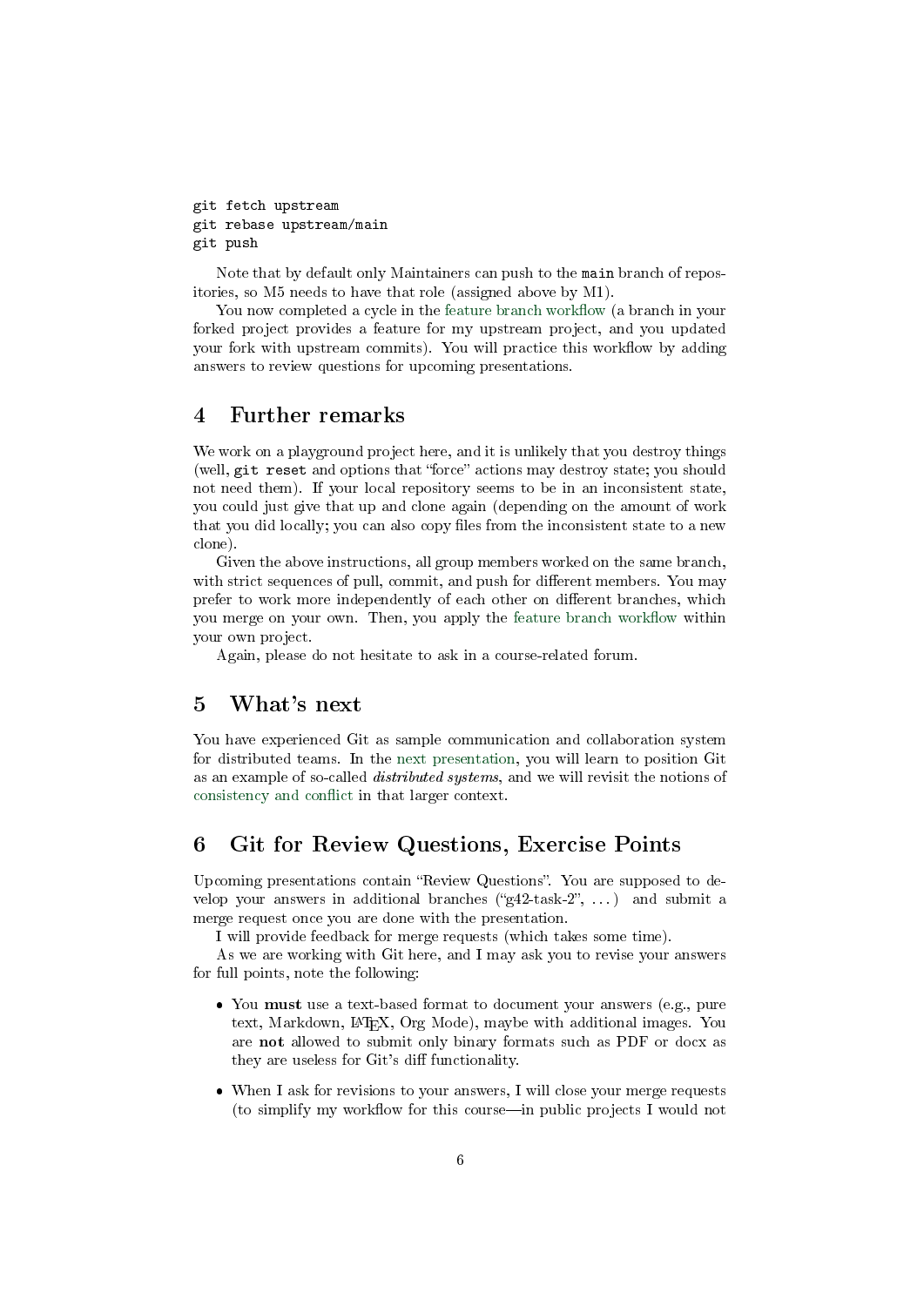```
git fetch upstream
git rebase upstream/main
git push
```

Note that by default only Maintainers can push to the `main` branch of repositories, so M5 needs to have that role (assigned above by M1).

You now completed a cycle in the feature branch workflow (a branch in your forked project provides a feature for my upstream project, and you updated your fork with upstream commits). You will practice this workflow by adding answers to review questions for upcoming presentations.

# 4 Further remarks

We work on a playground project here, and it is unlikely that you destroy things (well, `git reset` and options that "force" actions may destroy state; you should not need them). If your local repository seems to be in an inconsistent state, you could just give that up and clone again (depending on the amount of work that you did locally; you can also copy files from the inconsistent state to a new clone).

Given the above instructions, all group members worked on the same branch, with strict sequences of pull, commit, and push for different members. You may prefer to work more independently of each other on different branches, which you merge on your own. Then, you apply the feature branch workflow within your own project.

Again, please do not hesitate to ask in a course-related forum.

# 5 What's next

You have experienced Git as sample communication and collaboration system for distributed teams. In the next presentation, you will learn to position Git as an example of so-called *distributed systems*, and we will revisit the notions of consistency and conflict in that larger context.

# 6 Git for Review Questions, Exercise Points

Upcoming presentations contain "Review Questions". You are supposed to develop your answers in additional branches ("g42-task-2", ...) and submit a merge request once you are done with the presentation.

I will provide feedback for merge requests (which takes some time).

As we are working with Git here, and I may ask you to revise your answers for full points, note the following:

- You **must** use a text-based format to document your answers (e.g., pure text, Markdown, LaTeX, Org Mode), maybe with additional images. You are **not** allowed to submit only binary formats such as PDF or docx as they are useless for Git's diff functionality.
- When I ask for revisions to your answers, I will close your merge requests (to simplify my workflow for this course—in public projects I would not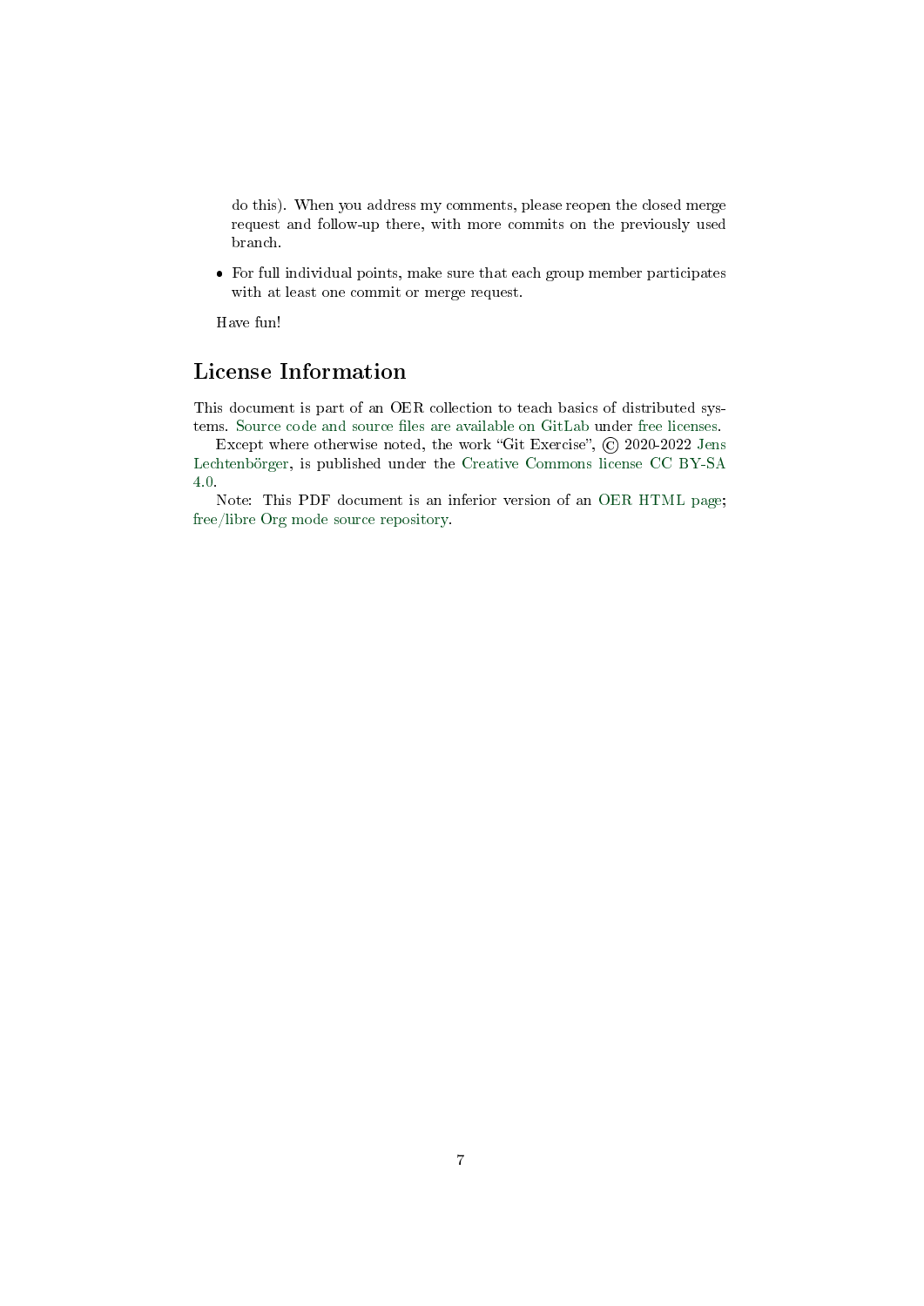do this). When you address my comments, please reopen the closed merge request and follow-up there, with more commits on the previously used branch.

- For full individual points, make sure that each group member participates with at least one commit or merge request.

Have fun!

## License Information

This document is part of an OER collection to teach basics of distributed systems. Source code and source files are available on GitLab under free licenses.

Except where otherwise noted, the work "Git Exercise", © 2020-2022 Jens Lechtenbörger, is published under the Creative Commons license CC BY-SA 4.0.

Note: This PDF document is an inferior version of an OER HTML page; free/libre Org mode source repository.